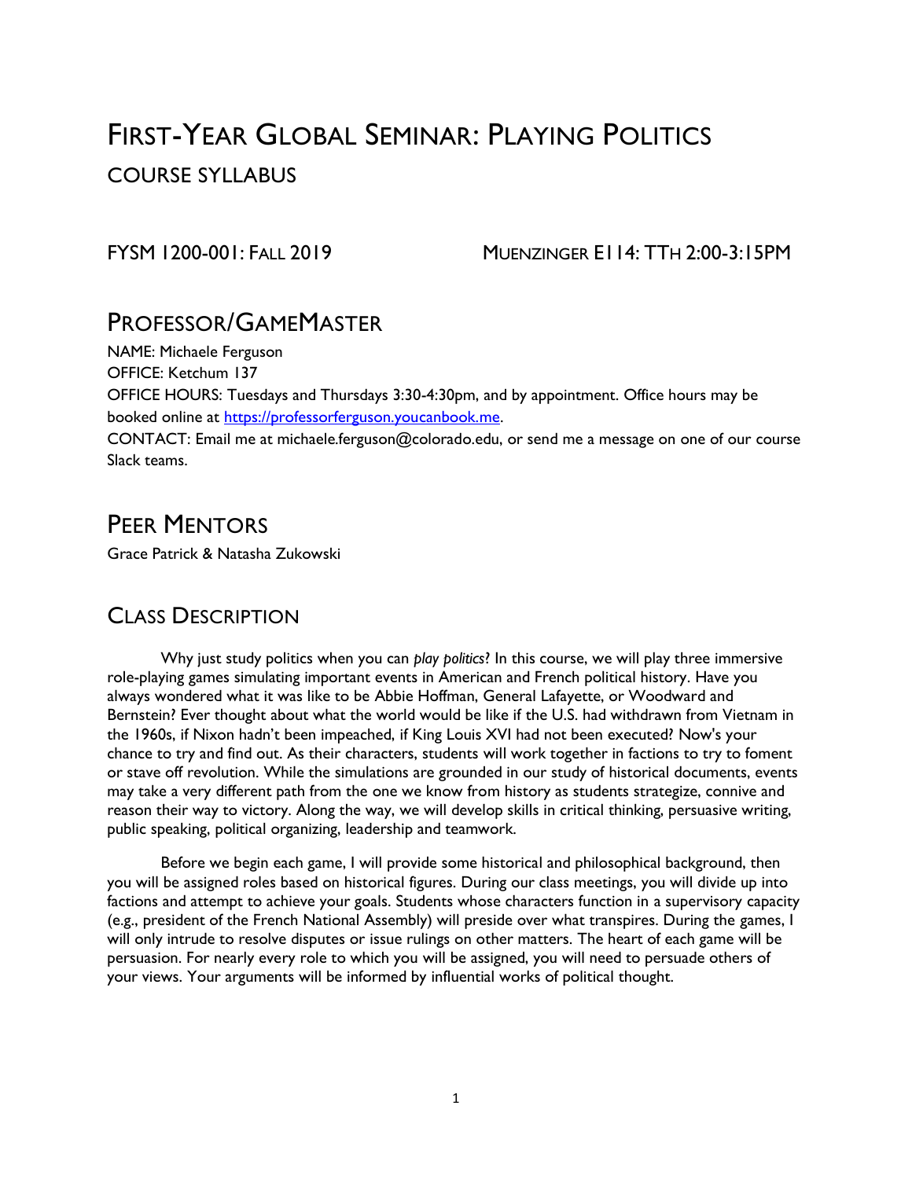# First-Year Global Seminar: Playing Politics

## Course Syllabus

FYSM 1200-001: Fall 2019 — Muenzinger E114: TTh 2:00-3:15PM

## Professor/GameMaster

NAME: Michaele Ferguson

OFFICE: Ketchum 137

OFFICE HOURS: Tuesdays and Thursdays 3:30-4:30pm, and by appointment. Office hours may be booked online at [https://professorferguson.youcanbook.me](https://professorferguson.youcanbook.me).

CONTACT: Email me at michaele.ferguson@colorado.edu, or send me a message on one of our course Slack teams.

## Peer Mentors

Grace Patrick & Natasha Zukowski

## Class Description

Why just study politics when you can *play politics*? In this course, we will play three immersive role-playing games simulating important events in American and French political history. Have you always wondered what it was like to be Abbie Hoffman, General Lafayette, or Woodward and Bernstein? Ever thought about what the world would be like if the U.S. had withdrawn from Vietnam in the 1960s, if Nixon hadn't been impeached, if King Louis XVI had not been executed? Now's your chance to try and find out. As their characters, students will work together in factions to try to foment or stave off revolution. While the simulations are grounded in our study of historical documents, events may take a very different path from the one we know from history as students strategize, connive and reason their way to victory. Along the way, we will develop skills in critical thinking, persuasive writing, public speaking, political organizing, leadership and teamwork.

Before we begin each game, I will provide some historical and philosophical background, then you will be assigned roles based on historical figures. During our class meetings, you will divide up into factions and attempt to achieve your goals. Students whose characters function in a supervisory capacity (e.g., president of the French National Assembly) will preside over what transpires. During the games, I will only intrude to resolve disputes or issue rulings on other matters. The heart of each game will be persuasion. For nearly every role to which you will be assigned, you will need to persuade others of your views. Your arguments will be informed by influential works of political thought.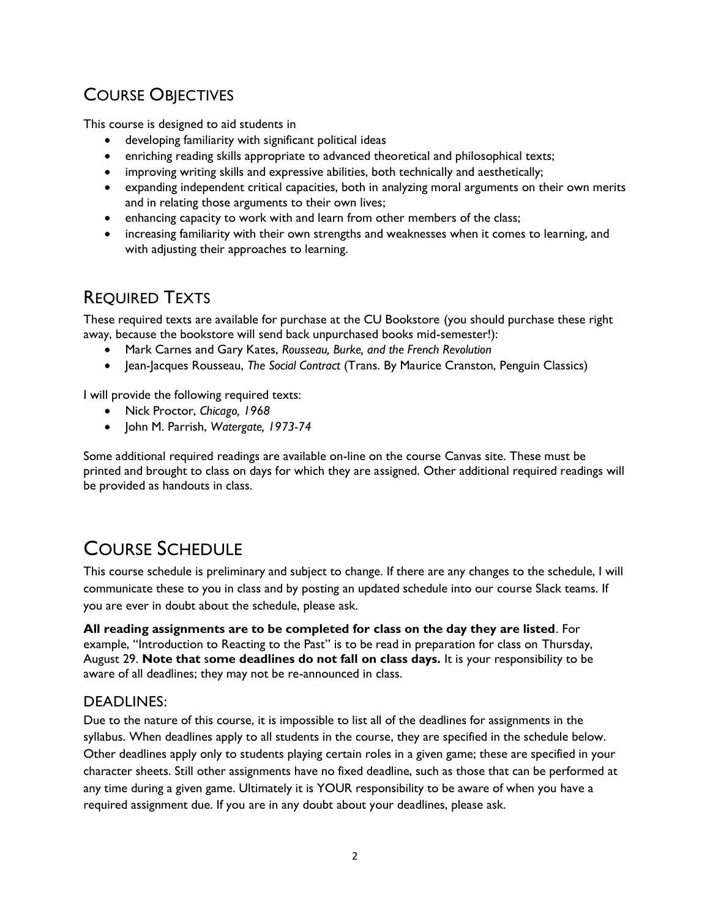## Course Objectives

This course is designed to aid students in

- developing familiarity with significant political ideas
- enriching reading skills appropriate to advanced theoretical and philosophical texts;
- improving writing skills and expressive abilities, both technically and aesthetically;
- expanding independent critical capacities, both in analyzing moral arguments on their own merits and in relating those arguments to their own lives;
- enhancing capacity to work with and learn from other members of the class;
- increasing familiarity with their own strengths and weaknesses when it comes to learning, and with adjusting their approaches to learning.

## Required Texts

These required texts are available for purchase at the CU Bookstore (you should purchase these right away, because the bookstore will send back unpurchased books mid-semester!):

- Mark Carnes and Gary Kates, *Rousseau, Burke, and the French Revolution*
- Jean-Jacques Rousseau, *The Social Contract* (Trans. By Maurice Cranston, Penguin Classics)

I will provide the following required texts:

- Nick Proctor, *Chicago, 1968*
- John M. Parrish, *Watergate, 1973-74*

Some additional required readings are available on-line on the course Canvas site. These must be printed and brought to class on days for which they are assigned. Other additional required readings will be provided as handouts in class.

# Course Schedule

This course schedule is preliminary and subject to change. If there are any changes to the schedule, I will communicate these to you in class and by posting an updated schedule into our course Slack teams. If you are ever in doubt about the schedule, please ask.

**All reading assignments are to be completed for class on the day they are listed**. For example, "Introduction to Reacting to the Past" is to be read in preparation for class on Thursday, August 29. **Note that some deadlines do not fall on class days.** It is your responsibility to be aware of all deadlines; they may not be re-announced in class.

### DEADLINES:

Due to the nature of this course, it is impossible to list all of the deadlines for assignments in the syllabus. When deadlines apply to all students in the course, they are specified in the schedule below. Other deadlines apply only to students playing certain roles in a given game; these are specified in your character sheets. Still other assignments have no fixed deadline, such as those that can be performed at any time during a given game. Ultimately it is YOUR responsibility to be aware of when you have a required assignment due. If you are in any doubt about your deadlines, please ask.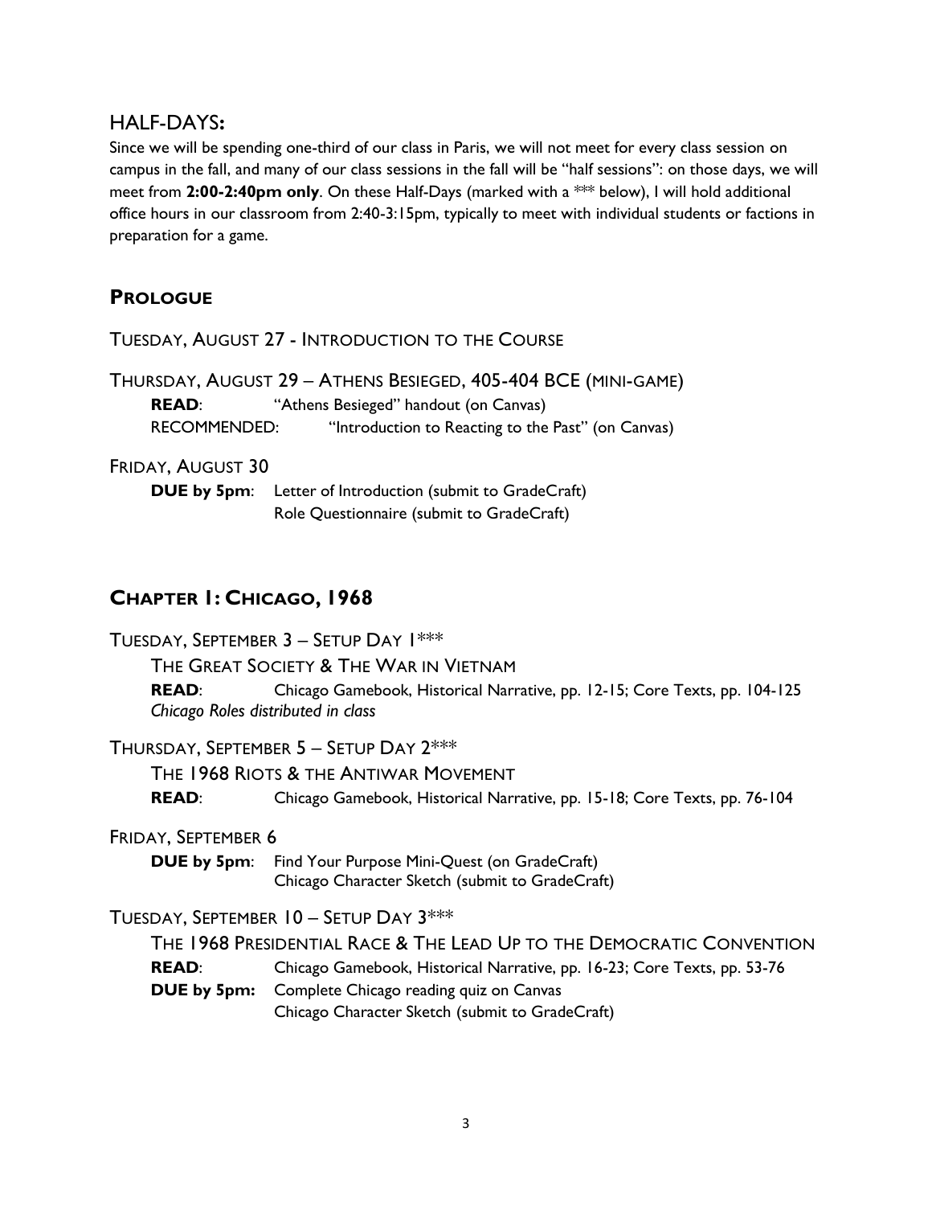## HALF-DAYS:

Since we will be spending one-third of our class in Paris, we will not meet for every class session on campus in the fall, and many of our class sessions in the fall will be "half sessions": on those days, we will meet from **2:00-2:40pm only**. On these Half-Days (marked with a *** below), I will hold additional office hours in our classroom from 2:40-3:15pm, typically to meet with individual students or factions in preparation for a game.

## PROLOGUE

TUESDAY, AUGUST 27 - INTRODUCTION TO THE COURSE

THURSDAY, AUGUST 29 – ATHENS BESIEGED, 405-404 BCE (MINI-GAME)

**READ**: "Athens Besieged" handout (on Canvas)
RECOMMENDED: "Introduction to Reacting to the Past" (on Canvas)

FRIDAY, AUGUST 30

**DUE by 5pm**: Letter of Introduction (submit to GradeCraft)
Role Questionnaire (submit to GradeCraft)

## CHAPTER 1: CHICAGO, 1968

TUESDAY, SEPTEMBER 3 – SETUP DAY 1***

THE GREAT SOCIETY & THE WAR IN VIETNAM

**READ**: Chicago Gamebook, Historical Narrative, pp. 12-15; Core Texts, pp. 104-125
*Chicago Roles distributed in class*

THURSDAY, SEPTEMBER 5 – SETUP DAY 2***

THE 1968 RIOTS & THE ANTIWAR MOVEMENT

**READ**: Chicago Gamebook, Historical Narrative, pp. 15-18; Core Texts, pp. 76-104

FRIDAY, SEPTEMBER 6

**DUE by 5pm**: Find Your Purpose Mini-Quest (on GradeCraft)
Chicago Character Sketch (submit to GradeCraft)

TUESDAY, SEPTEMBER 10 – SETUP DAY 3***

THE 1968 PRESIDENTIAL RACE & THE LEAD UP TO THE DEMOCRATIC CONVENTION

**READ**: Chicago Gamebook, Historical Narrative, pp. 16-23; Core Texts, pp. 53-76
**DUE by 5pm:** Complete Chicago reading quiz on Canvas
Chicago Character Sketch (submit to GradeCraft)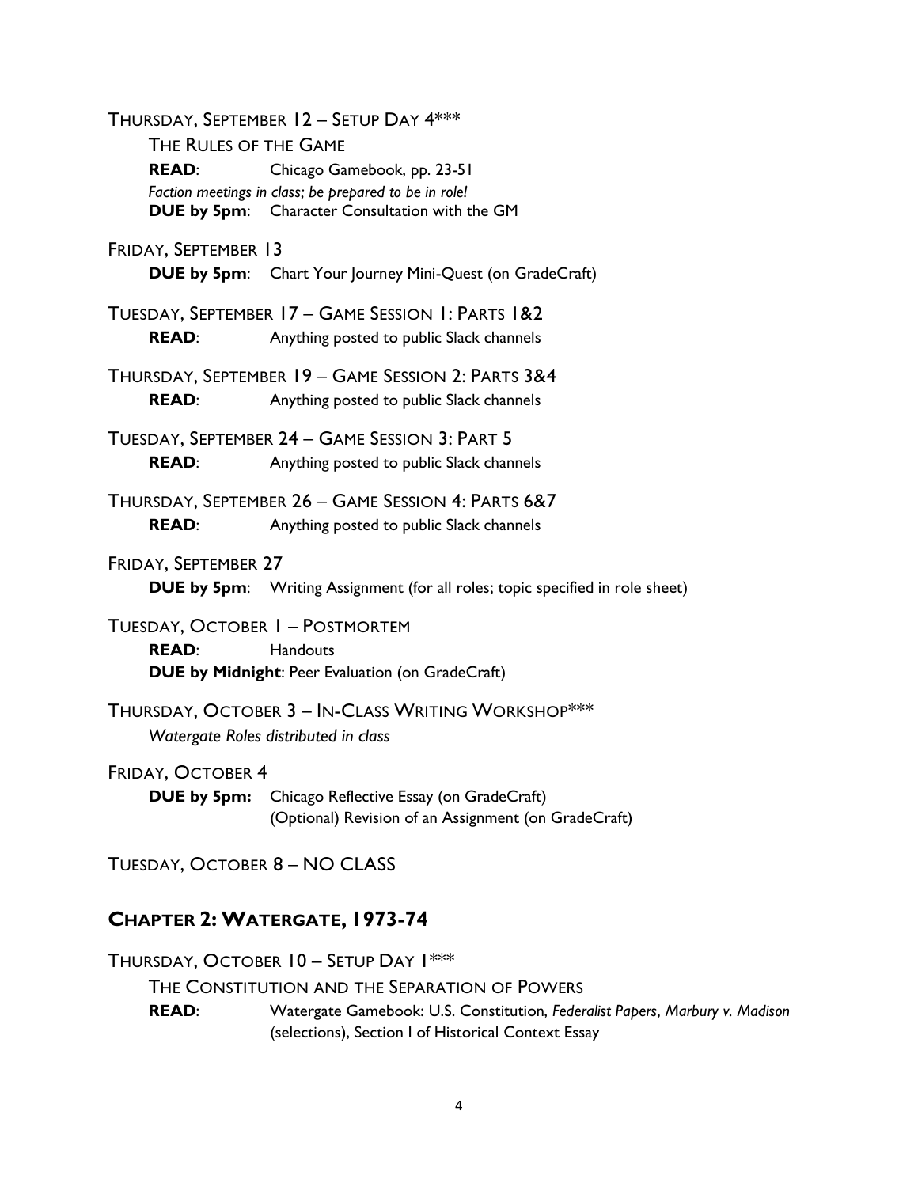THURSDAY, SEPTEMBER 12 – SETUP DAY 4***

THE RULES OF THE GAME

**READ**: Chicago Gamebook, pp. 23-51

*Faction meetings in class; be prepared to be in role!*

**DUE by 5pm**: Character Consultation with the GM

FRIDAY, SEPTEMBER 13

**DUE by 5pm**: Chart Your Journey Mini-Quest (on GradeCraft)

TUESDAY, SEPTEMBER 17 – GAME SESSION 1: PARTS 1&2

**READ**: Anything posted to public Slack channels

THURSDAY, SEPTEMBER 19 – GAME SESSION 2: PARTS 3&4

**READ**: Anything posted to public Slack channels

TUESDAY, SEPTEMBER 24 – GAME SESSION 3: PART 5

**READ**: Anything posted to public Slack channels

THURSDAY, SEPTEMBER 26 – GAME SESSION 4: PARTS 6&7

**READ**: Anything posted to public Slack channels

FRIDAY, SEPTEMBER 27

**DUE by 5pm**: Writing Assignment (for all roles; topic specified in role sheet)

TUESDAY, OCTOBER 1 – POSTMORTEM

**READ**: Handouts

**DUE by Midnight**: Peer Evaluation (on GradeCraft)

THURSDAY, OCTOBER 3 – IN-CLASS WRITING WORKSHOP***

*Watergate Roles distributed in class*

FRIDAY, OCTOBER 4

**DUE by 5pm:** Chicago Reflective Essay (on GradeCraft)
(Optional) Revision of an Assignment (on GradeCraft)

TUESDAY, OCTOBER 8 – NO CLASS

## CHAPTER 2: WATERGATE, 1973-74

THURSDAY, OCTOBER 10 – SETUP DAY 1***

THE CONSTITUTION AND THE SEPARATION OF POWERS

**READ**: Watergate Gamebook: U.S. Constitution, *Federalist Papers*, *Marbury v. Madison* (selections), Section I of Historical Context Essay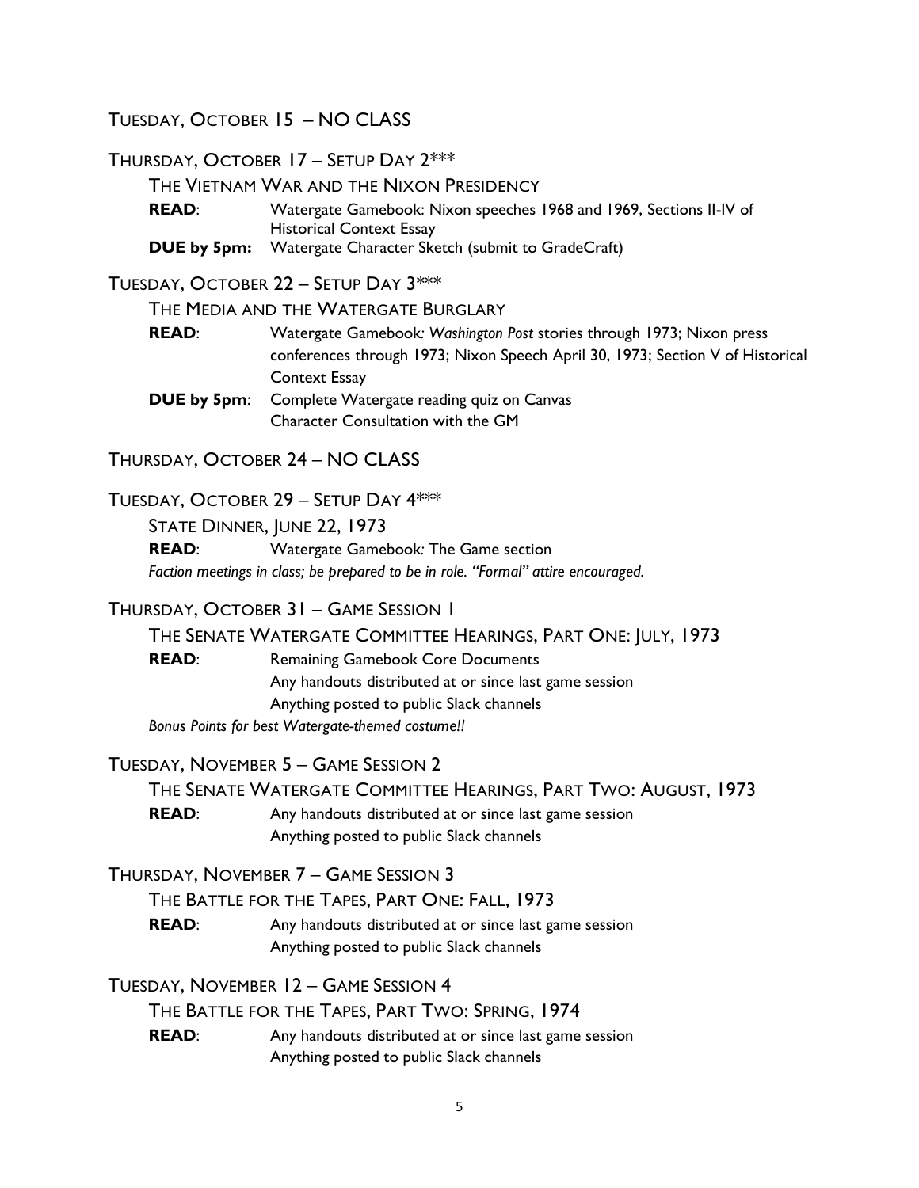### Tuesday, October 15 – NO CLASS

### Thursday, October 17 – Setup Day 2***

The Vietnam War and the Nixon Presidency

**READ**: Watergate Gamebook: Nixon speeches 1968 and 1969, Sections II-IV of Historical Context Essay

**DUE by 5pm:** Watergate Character Sketch (submit to GradeCraft)

### Tuesday, October 22 – Setup Day 3***

The Media and the Watergate Burglary

**READ**: Watergate Gamebook: *Washington Post* stories through 1973; Nixon press conferences through 1973; Nixon Speech April 30, 1973; Section V of Historical Context Essay

**DUE by 5pm**: Complete Watergate reading quiz on Canvas
Character Consultation with the GM

### Thursday, October 24 – NO CLASS

### Tuesday, October 29 – Setup Day 4***

State Dinner, June 22, 1973

**READ**: Watergate Gamebook: The Game section

*Faction meetings in class; be prepared to be in role. "Formal" attire encouraged.*

### Thursday, October 31 – Game Session 1

The Senate Watergate Committee Hearings, Part One: July, 1973

**READ**: Remaining Gamebook Core Documents
Any handouts distributed at or since last game session
Anything posted to public Slack channels

*Bonus Points for best Watergate-themed costume!!*

### Tuesday, November 5 – Game Session 2

The Senate Watergate Committee Hearings, Part Two: August, 1973

**READ**: Any handouts distributed at or since last game session
Anything posted to public Slack channels

### Thursday, November 7 – Game Session 3

The Battle for the Tapes, Part One: Fall, 1973

**READ**: Any handouts distributed at or since last game session
Anything posted to public Slack channels

### Tuesday, November 12 – Game Session 4

The Battle for the Tapes, Part Two: Spring, 1974

**READ**: Any handouts distributed at or since last game session
Anything posted to public Slack channels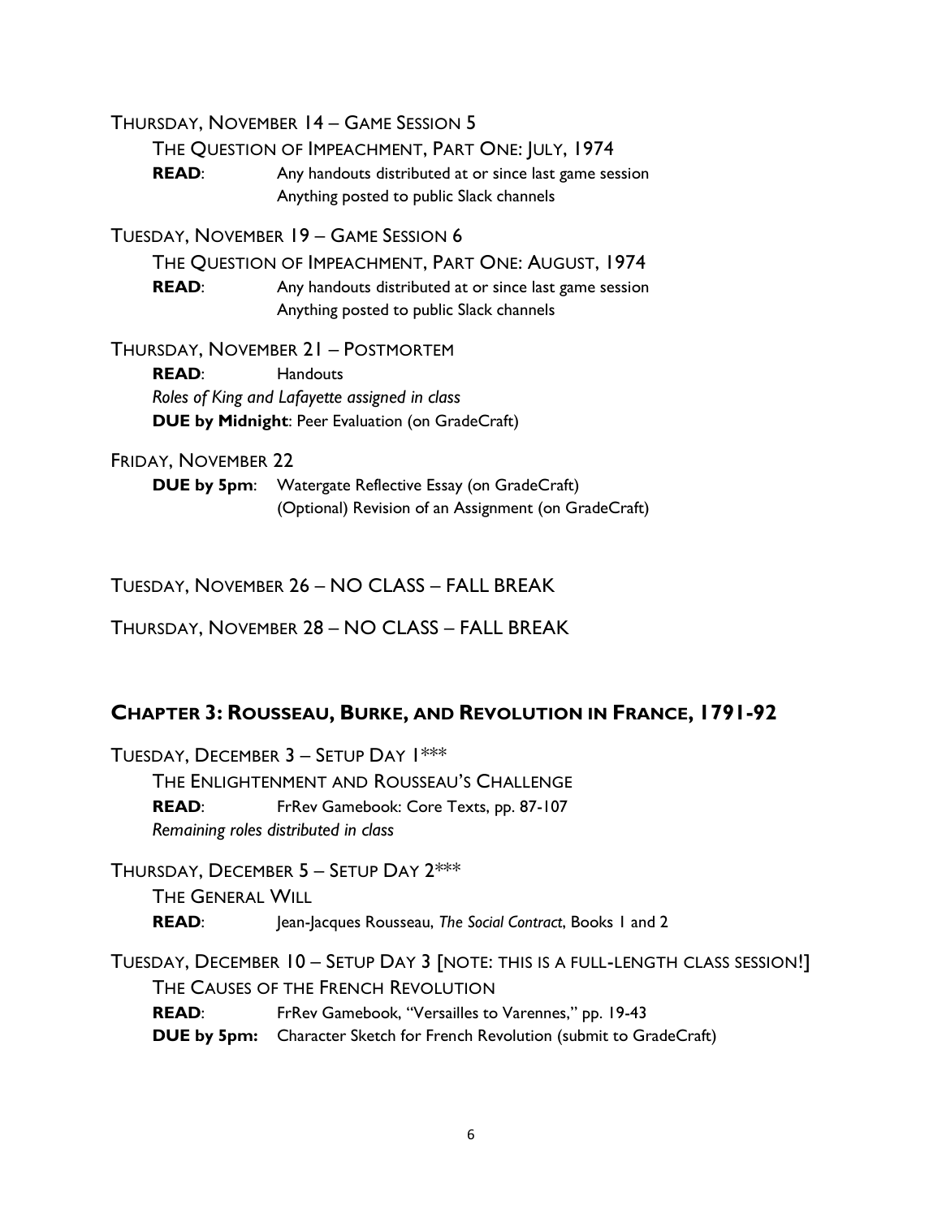THURSDAY, NOVEMBER 14 – GAME SESSION 5

THE QUESTION OF IMPEACHMENT, PART ONE: JULY, 1974

**READ**: Any handouts distributed at or since last game session
Anything posted to public Slack channels

TUESDAY, NOVEMBER 19 – GAME SESSION 6

THE QUESTION OF IMPEACHMENT, PART ONE: AUGUST, 1974

**READ**: Any handouts distributed at or since last game session
Anything posted to public Slack channels

THURSDAY, NOVEMBER 21 – POSTMORTEM

**READ**: Handouts

*Roles of King and Lafayette assigned in class*

**DUE by Midnight**: Peer Evaluation (on GradeCraft)

FRIDAY, NOVEMBER 22

**DUE by 5pm**: Watergate Reflective Essay (on GradeCraft)
(Optional) Revision of an Assignment (on GradeCraft)

TUESDAY, NOVEMBER 26 – NO CLASS – FALL BREAK

THURSDAY, NOVEMBER 28 – NO CLASS – FALL BREAK

## CHAPTER 3: ROUSSEAU, BURKE, AND REVOLUTION IN FRANCE, 1791-92

TUESDAY, DECEMBER 3 – SETUP DAY 1***

THE ENLIGHTENMENT AND ROUSSEAU'S CHALLENGE

**READ**: FrRev Gamebook: Core Texts, pp. 87-107

*Remaining roles distributed in class*

THURSDAY, DECEMBER 5 – SETUP DAY 2***

THE GENERAL WILL

**READ**: Jean-Jacques Rousseau, *The Social Contract*, Books 1 and 2

TUESDAY, DECEMBER 10 – SETUP DAY 3 [NOTE: THIS IS A FULL-LENGTH CLASS SESSION!]

THE CAUSES OF THE FRENCH REVOLUTION

**READ**: FrRev Gamebook, "Versailles to Varennes," pp. 19-43

**DUE by 5pm:** Character Sketch for French Revolution (submit to GradeCraft)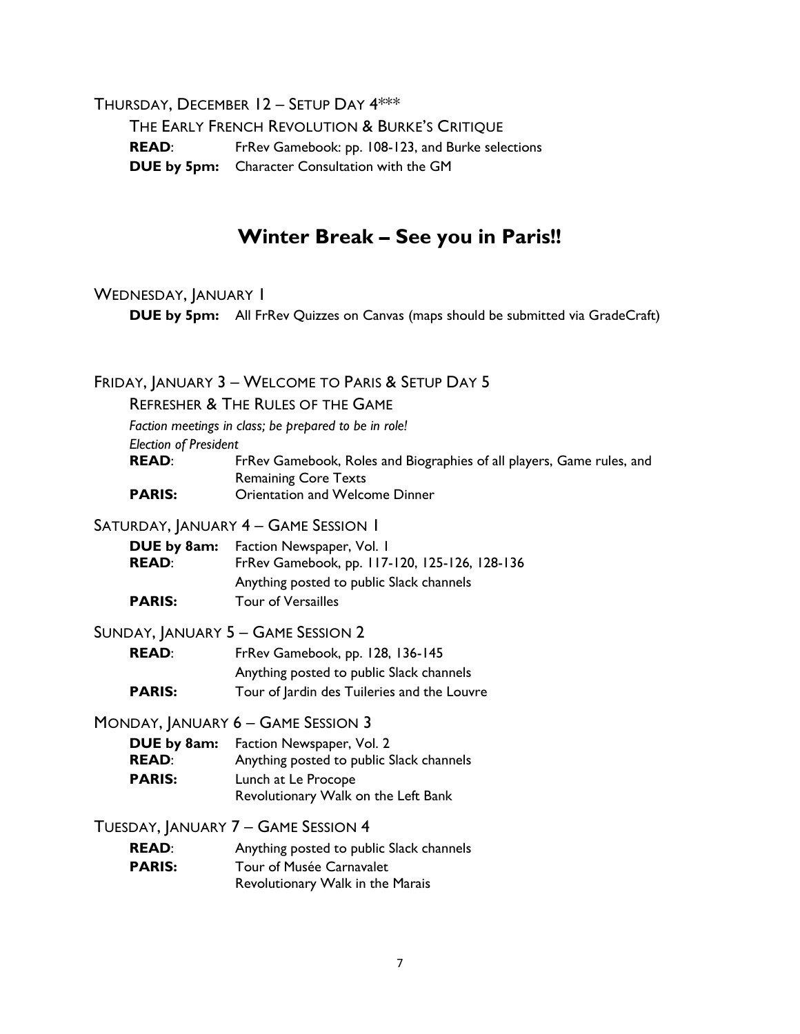THURSDAY, DECEMBER 12 – SETUP DAY 4***

THE EARLY FRENCH REVOLUTION & BURKE'S CRITIQUE

**READ**: FrRev Gamebook: pp. 108-123, and Burke selections

**DUE by 5pm:** Character Consultation with the GM

## Winter Break – See you in Paris!!

WEDNESDAY, JANUARY 1

**DUE by 5pm:** All FrRev Quizzes on Canvas (maps should be submitted via GradeCraft)

FRIDAY, JANUARY 3 – WELCOME TO PARIS & SETUP DAY 5

REFRESHER & THE RULES OF THE GAME

*Faction meetings in class; be prepared to be in role!*

*Election of President*

**READ**: FrRev Gamebook, Roles and Biographies of all players, Game rules, and Remaining Core Texts

**PARIS:** Orientation and Welcome Dinner

SATURDAY, JANUARY 4 – GAME SESSION 1

**DUE by 8am:** Faction Newspaper, Vol. 1

**READ**: FrRev Gamebook, pp. 117-120, 125-126, 128-136
Anything posted to public Slack channels

**PARIS:** Tour of Versailles

SUNDAY, JANUARY 5 – GAME SESSION 2

**READ**: FrRev Gamebook, pp. 128, 136-145
Anything posted to public Slack channels

**PARIS:** Tour of Jardin des Tuileries and the Louvre

MONDAY, JANUARY 6 – GAME SESSION 3

**DUE by 8am:** Faction Newspaper, Vol. 2

**READ**: Anything posted to public Slack channels

**PARIS:** Lunch at Le Procope
Revolutionary Walk on the Left Bank

TUESDAY, JANUARY 7 – GAME SESSION 4

**READ**: Anything posted to public Slack channels

**PARIS:** Tour of Musée Carnavalet
Revolutionary Walk in the Marais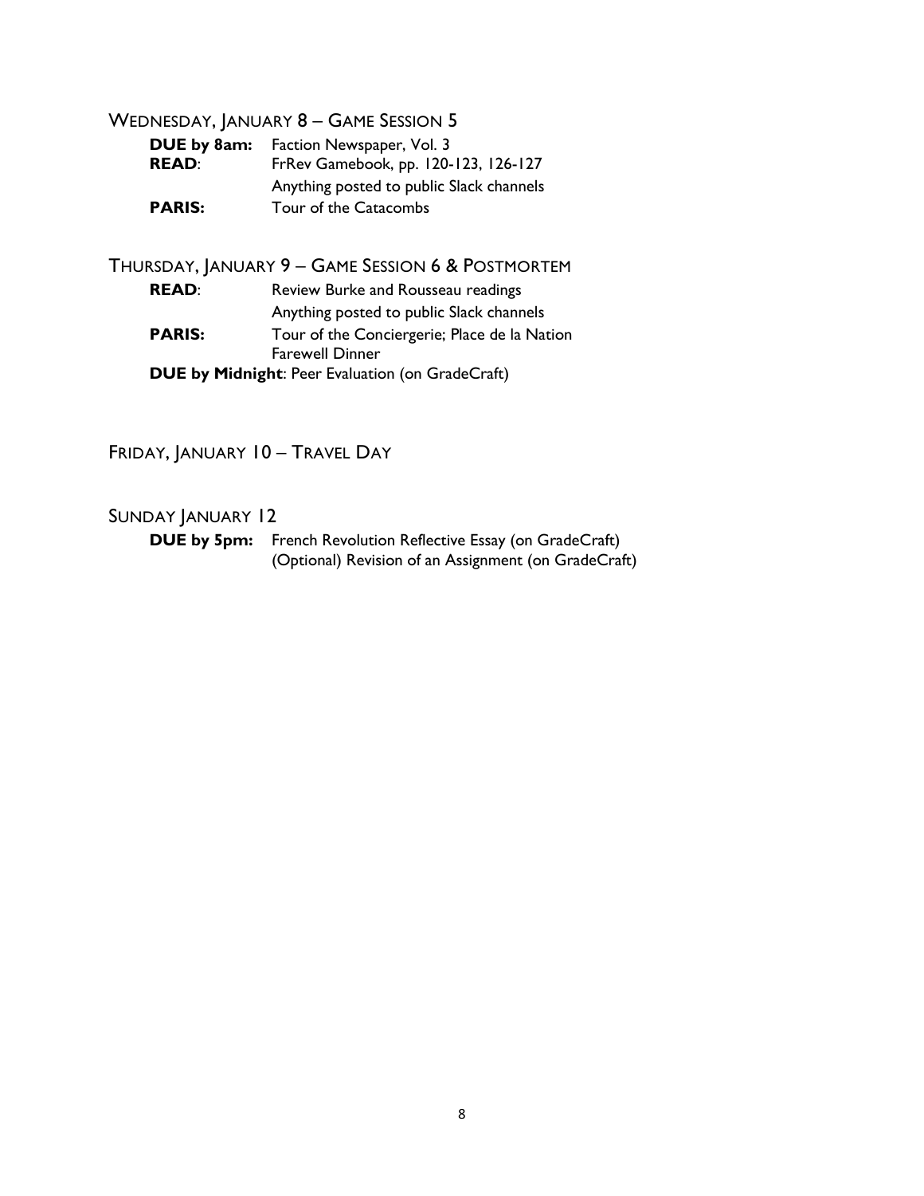## Wednesday, January 8 – Game Session 5

**DUE by 8am:** Faction Newspaper, Vol. 3
**READ**: FrRev Gamebook, pp. 120-123, 126-127
Anything posted to public Slack channels
**PARIS:** Tour of the Catacombs

## Thursday, January 9 – Game Session 6 & Postmortem

**READ**: Review Burke and Rousseau readings
Anything posted to public Slack channels
**PARIS:** Tour of the Conciergerie; Place de la Nation
Farewell Dinner
**DUE by Midnight**: Peer Evaluation (on GradeCraft)

## Friday, January 10 – Travel Day

## Sunday January 12

**DUE by 5pm:** French Revolution Reflective Essay (on GradeCraft)
(Optional) Revision of an Assignment (on GradeCraft)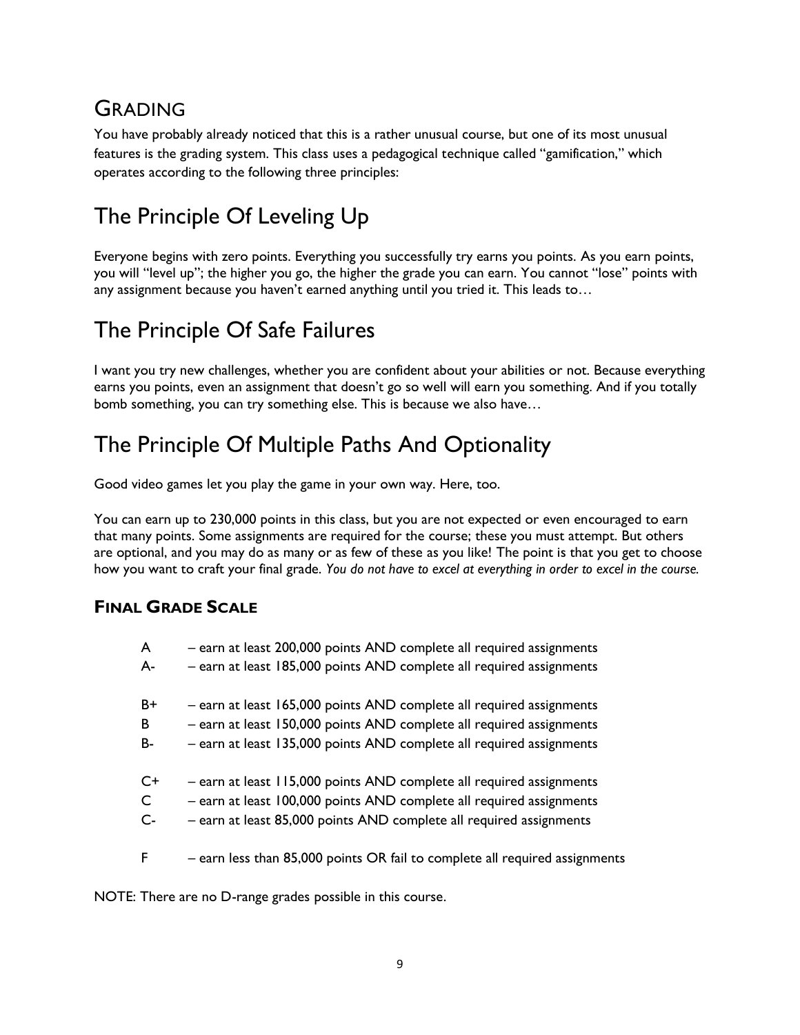# Grading

You have probably already noticed that this is a rather unusual course, but one of its most unusual features is the grading system. This class uses a pedagogical technique called "gamification," which operates according to the following three principles:

## The Principle Of Leveling Up

Everyone begins with zero points. Everything you successfully try earns you points. As you earn points, you will "level up"; the higher you go, the higher the grade you can earn. You cannot "lose" points with any assignment because you haven't earned anything until you tried it. This leads to…

## The Principle Of Safe Failures

I want you try new challenges, whether you are confident about your abilities or not. Because everything earns you points, even an assignment that doesn't go so well will earn you something. And if you totally bomb something, you can try something else. This is because we also have…

## The Principle Of Multiple Paths And Optionality

Good video games let you play the game in your own way. Here, too.

You can earn up to 230,000 points in this class, but you are not expected or even encouraged to earn that many points. Some assignments are required for the course; these you must attempt. But others are optional, and you may do as many or as few of these as you like! The point is that you get to choose how you want to craft your final grade. *You do not have to excel at everything in order to excel in the course.*

### Final Grade Scale

A – earn at least 200,000 points AND complete all required assignments
A- – earn at least 185,000 points AND complete all required assignments

B+ – earn at least 165,000 points AND complete all required assignments
B – earn at least 150,000 points AND complete all required assignments
B- – earn at least 135,000 points AND complete all required assignments

C+ – earn at least 115,000 points AND complete all required assignments
C – earn at least 100,000 points AND complete all required assignments
C- – earn at least 85,000 points AND complete all required assignments

F – earn less than 85,000 points OR fail to complete all required assignments

NOTE: There are no D-range grades possible in this course.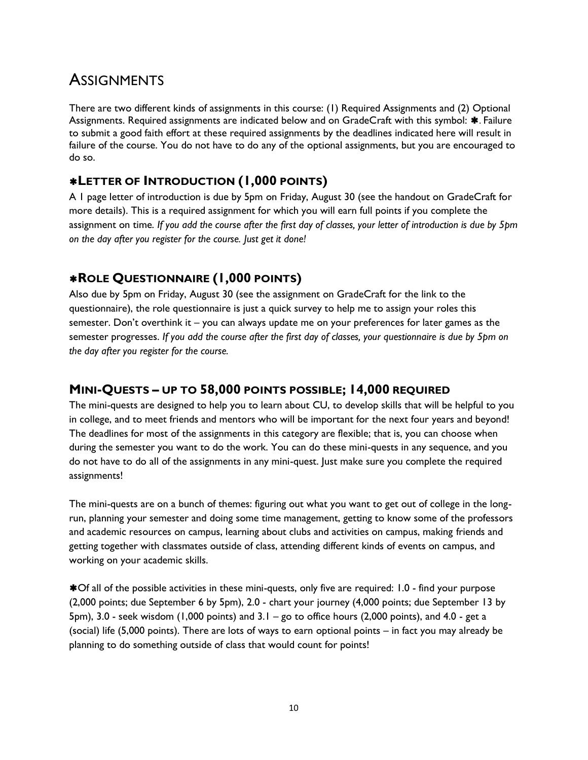# ASSIGNMENTS

There are two different kinds of assignments in this course: (1) Required Assignments and (2) Optional Assignments. Required assignments are indicated below and on GradeCraft with this symbol: ✱. Failure to submit a good faith effort at these required assignments by the deadlines indicated here will result in failure of the course. You do not have to do any of the optional assignments, but you are encouraged to do so.

## ✱LETTER OF INTRODUCTION (1,000 POINTS)

A 1 page letter of introduction is due by 5pm on Friday, August 30 (see the handout on GradeCraft for more details). This is a required assignment for which you will earn full points if you complete the assignment on time. *If you add the course after the first day of classes, your letter of introduction is due by 5pm on the day after you register for the course. Just get it done!*

## ✱ROLE QUESTIONNAIRE (1,000 POINTS)

Also due by 5pm on Friday, August 30 (see the assignment on GradeCraft for the link to the questionnaire), the role questionnaire is just a quick survey to help me to assign your roles this semester. Don't overthink it – you can always update me on your preferences for later games as the semester progresses. *If you add the course after the first day of classes, your questionnaire is due by 5pm on the day after you register for the course.*

## MINI-QUESTS – UP TO 58,000 POINTS POSSIBLE; 14,000 REQUIRED

The mini-quests are designed to help you to learn about CU, to develop skills that will be helpful to you in college, and to meet friends and mentors who will be important for the next four years and beyond! The deadlines for most of the assignments in this category are flexible; that is, you can choose when during the semester you want to do the work. You can do these mini-quests in any sequence, and you do not have to do all of the assignments in any mini-quest. Just make sure you complete the required assignments!

The mini-quests are on a bunch of themes: figuring out what you want to get out of college in the long-run, planning your semester and doing some time management, getting to know some of the professors and academic resources on campus, learning about clubs and activities on campus, making friends and getting together with classmates outside of class, attending different kinds of events on campus, and working on your academic skills.

✱Of all of the possible activities in these mini-quests, only five are required: 1.0 - find your purpose (2,000 points; due September 6 by 5pm), 2.0 - chart your journey (4,000 points; due September 13 by 5pm), 3.0 - seek wisdom (1,000 points) and 3.1 – go to office hours (2,000 points), and 4.0 - get a (social) life (5,000 points). There are lots of ways to earn optional points – in fact you may already be planning to do something outside of class that would count for points!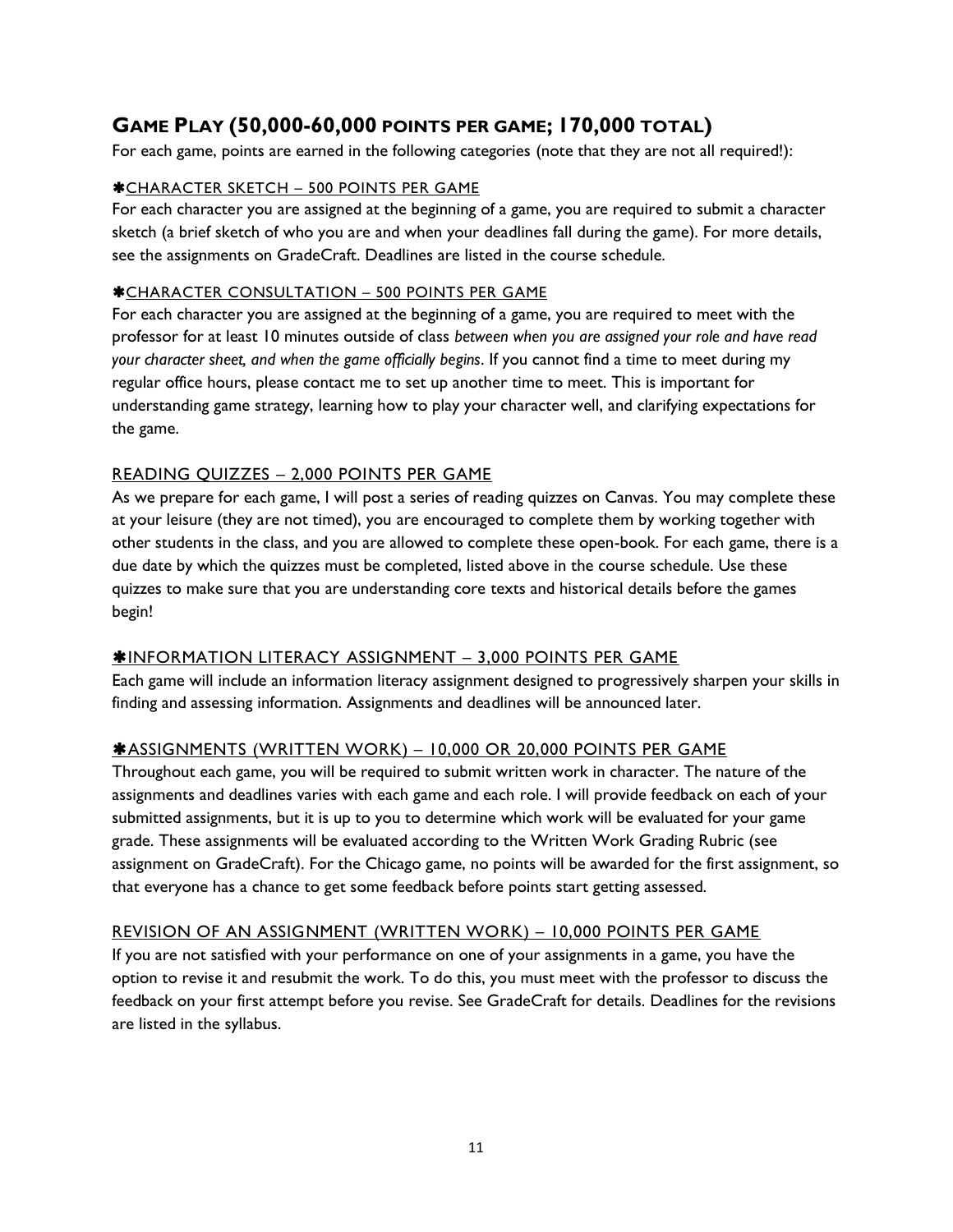## GAME PLAY (50,000-60,000 POINTS PER GAME; 170,000 TOTAL)

For each game, points are earned in the following categories (note that they are not all required!):

### ✱CHARACTER SKETCH – 500 POINTS PER GAME

For each character you are assigned at the beginning of a game, you are required to submit a character sketch (a brief sketch of who you are and when your deadlines fall during the game). For more details, see the assignments on GradeCraft. Deadlines are listed in the course schedule.

### ✱CHARACTER CONSULTATION – 500 POINTS PER GAME

For each character you are assigned at the beginning of a game, you are required to meet with the professor for at least 10 minutes outside of class *between when you are assigned your role and have read your character sheet, and when the game officially begins*. If you cannot find a time to meet during my regular office hours, please contact me to set up another time to meet. This is important for understanding game strategy, learning how to play your character well, and clarifying expectations for the game.

### READING QUIZZES – 2,000 POINTS PER GAME

As we prepare for each game, I will post a series of reading quizzes on Canvas. You may complete these at your leisure (they are not timed), you are encouraged to complete them by working together with other students in the class, and you are allowed to complete these open-book. For each game, there is a due date by which the quizzes must be completed, listed above in the course schedule. Use these quizzes to make sure that you are understanding core texts and historical details before the games begin!

### ✱INFORMATION LITERACY ASSIGNMENT – 3,000 POINTS PER GAME

Each game will include an information literacy assignment designed to progressively sharpen your skills in finding and assessing information. Assignments and deadlines will be announced later.

### ✱ASSIGNMENTS (WRITTEN WORK) – 10,000 OR 20,000 POINTS PER GAME

Throughout each game, you will be required to submit written work in character. The nature of the assignments and deadlines varies with each game and each role. I will provide feedback on each of your submitted assignments, but it is up to you to determine which work will be evaluated for your game grade. These assignments will be evaluated according to the Written Work Grading Rubric (see assignment on GradeCraft). For the Chicago game, no points will be awarded for the first assignment, so that everyone has a chance to get some feedback before points start getting assessed.

### REVISION OF AN ASSIGNMENT (WRITTEN WORK) – 10,000 POINTS PER GAME

If you are not satisfied with your performance on one of your assignments in a game, you have the option to revise it and resubmit the work. To do this, you must meet with the professor to discuss the feedback on your first attempt before you revise. See GradeCraft for details. Deadlines for the revisions are listed in the syllabus.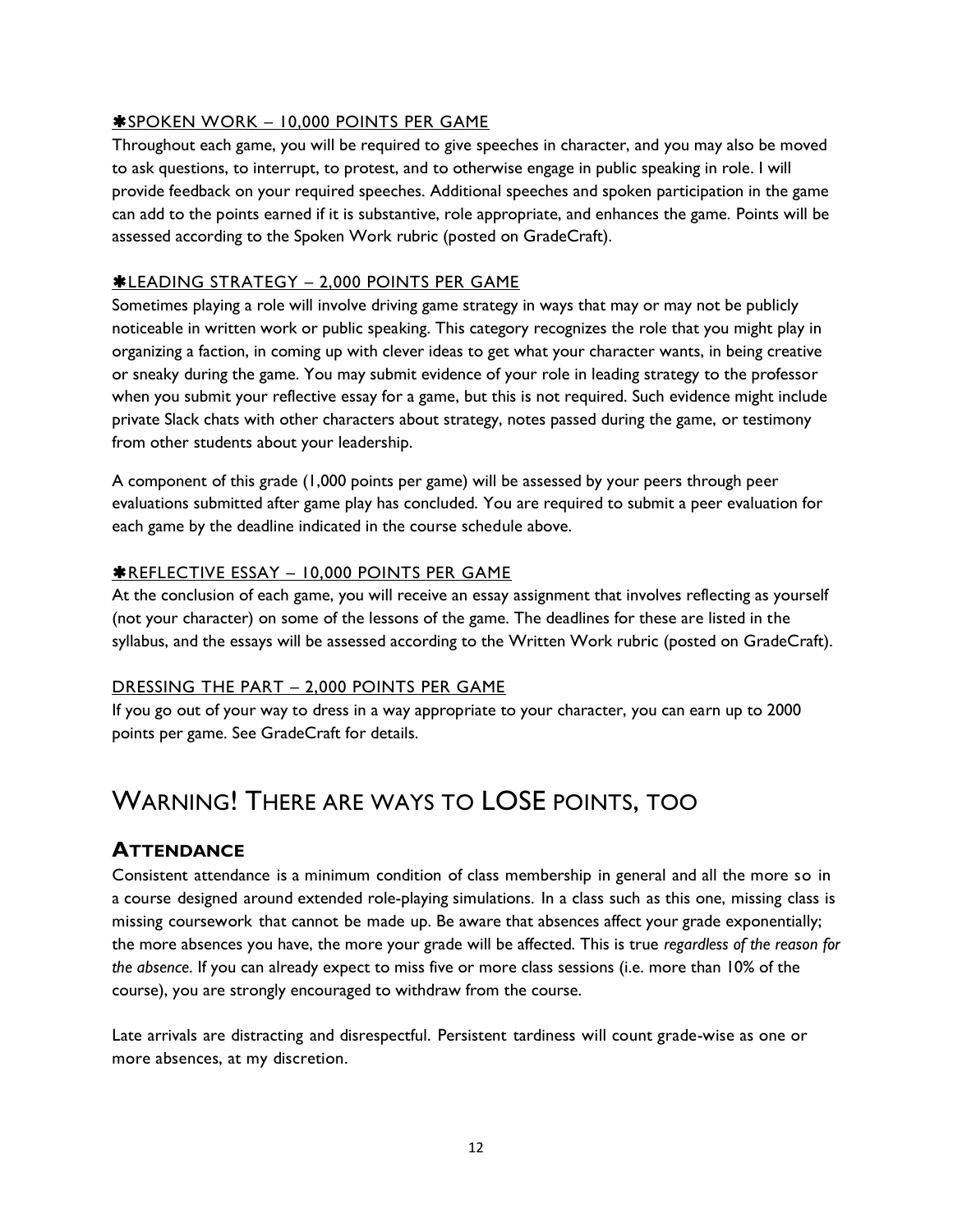<u>✱SPOKEN WORK – 10,000 POINTS PER GAME</u>

Throughout each game, you will be required to give speeches in character, and you may also be moved to ask questions, to interrupt, to protest, and to otherwise engage in public speaking in role. I will provide feedback on your required speeches. Additional speeches and spoken participation in the game can add to the points earned if it is substantive, role appropriate, and enhances the game. Points will be assessed according to the Spoken Work rubric (posted on GradeCraft).

<u>✱LEADING STRATEGY – 2,000 POINTS PER GAME</u>

Sometimes playing a role will involve driving game strategy in ways that may or may not be publicly noticeable in written work or public speaking. This category recognizes the role that you might play in organizing a faction, in coming up with clever ideas to get what your character wants, in being creative or sneaky during the game. You may submit evidence of your role in leading strategy to the professor when you submit your reflective essay for a game, but this is not required. Such evidence might include private Slack chats with other characters about strategy, notes passed during the game, or testimony from other students about your leadership.

A component of this grade (1,000 points per game) will be assessed by your peers through peer evaluations submitted after game play has concluded. You are required to submit a peer evaluation for each game by the deadline indicated in the course schedule above.

<u>✱REFLECTIVE ESSAY – 10,000 POINTS PER GAME</u>

At the conclusion of each game, you will receive an essay assignment that involves reflecting as yourself (not your character) on some of the lessons of the game. The deadlines for these are listed in the syllabus, and the essays will be assessed according to the Written Work rubric (posted on GradeCraft).

<u>DRESSING THE PART – 2,000 POINTS PER GAME</u>

If you go out of your way to dress in a way appropriate to your character, you can earn up to 2000 points per game. See GradeCraft for details.

# WARNING! THERE ARE WAYS TO LOSE POINTS, TOO

## ATTENDANCE

Consistent attendance is a minimum condition of class membership in general and all the more so in a course designed around extended role-playing simulations. In a class such as this one, missing class is missing coursework that cannot be made up. Be aware that absences affect your grade exponentially; the more absences you have, the more your grade will be affected. This is true *regardless of the reason for the absence*. If you can already expect to miss five or more class sessions (i.e. more than 10% of the course), you are strongly encouraged to withdraw from the course.

Late arrivals are distracting and disrespectful. Persistent tardiness will count grade-wise as one or more absences, at my discretion.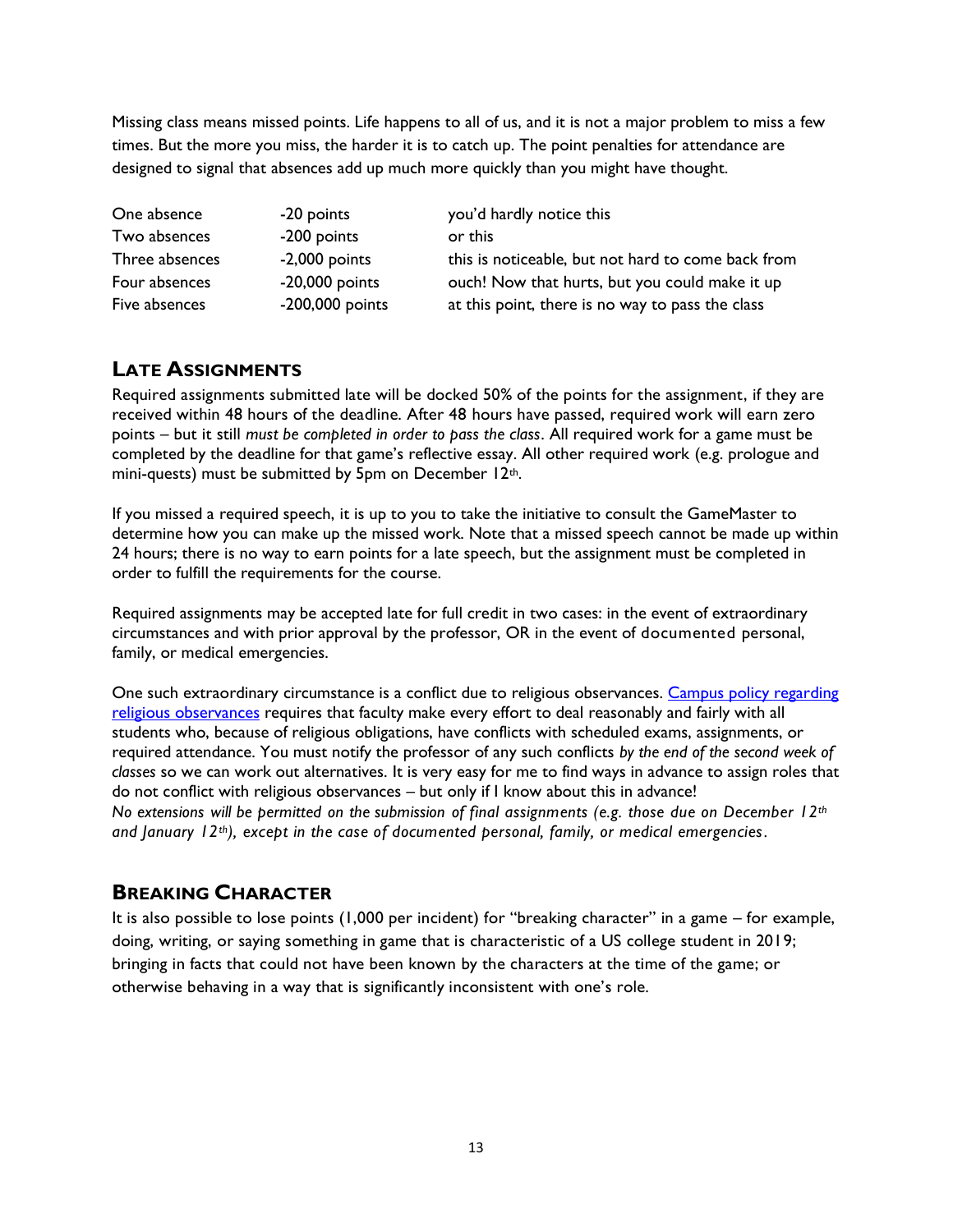Missing class means missed points. Life happens to all of us, and it is not a major problem to miss a few times. But the more you miss, the harder it is to catch up. The point penalties for attendance are designed to signal that absences add up much more quickly than you might have thought.

| | | |
|---|---|---|
| One absence | -20 points | you'd hardly notice this |
| Two absences | -200 points | or this |
| Three absences | -2,000 points | this is noticeable, but not hard to come back from |
| Four absences | -20,000 points | ouch! Now that hurts, but you could make it up |
| Five absences | -200,000 points | at this point, there is no way to pass the class |

## LATE ASSIGNMENTS

Required assignments submitted late will be docked 50% of the points for the assignment, if they are received within 48 hours of the deadline. After 48 hours have passed, required work will earn zero points – but it still *must be completed in order to pass the class*. All required work for a game must be completed by the deadline for that game's reflective essay. All other required work (e.g. prologue and mini-quests) must be submitted by 5pm on December 12th.

If you missed a required speech, it is up to you to take the initiative to consult the GameMaster to determine how you can make up the missed work. Note that a missed speech cannot be made up within 24 hours; there is no way to earn points for a late speech, but the assignment must be completed in order to fulfill the requirements for the course.

Required assignments may be accepted late for full credit in two cases: in the event of extraordinary circumstances and with prior approval by the professor, OR in the event of documented personal, family, or medical emergencies.

One such extraordinary circumstance is a conflict due to religious observances. [Campus policy regarding religious observances] requires that faculty make every effort to deal reasonably and fairly with all students who, because of religious obligations, have conflicts with scheduled exams, assignments, or required attendance. You must notify the professor of any such conflicts *by the end of the second week of classes* so we can work out alternatives. It is very easy for me to find ways in advance to assign roles that do not conflict with religious observances – but only if I know about this in advance!
*No extensions will be permitted on the submission of final assignments (e.g. those due on December 12th and January 12th), except in the case of documented personal, family, or medical emergencies.*

## BREAKING CHARACTER

It is also possible to lose points (1,000 per incident) for "breaking character" in a game – for example, doing, writing, or saying something in game that is characteristic of a US college student in 2019; bringing in facts that could not have been known by the characters at the time of the game; or otherwise behaving in a way that is significantly inconsistent with one's role.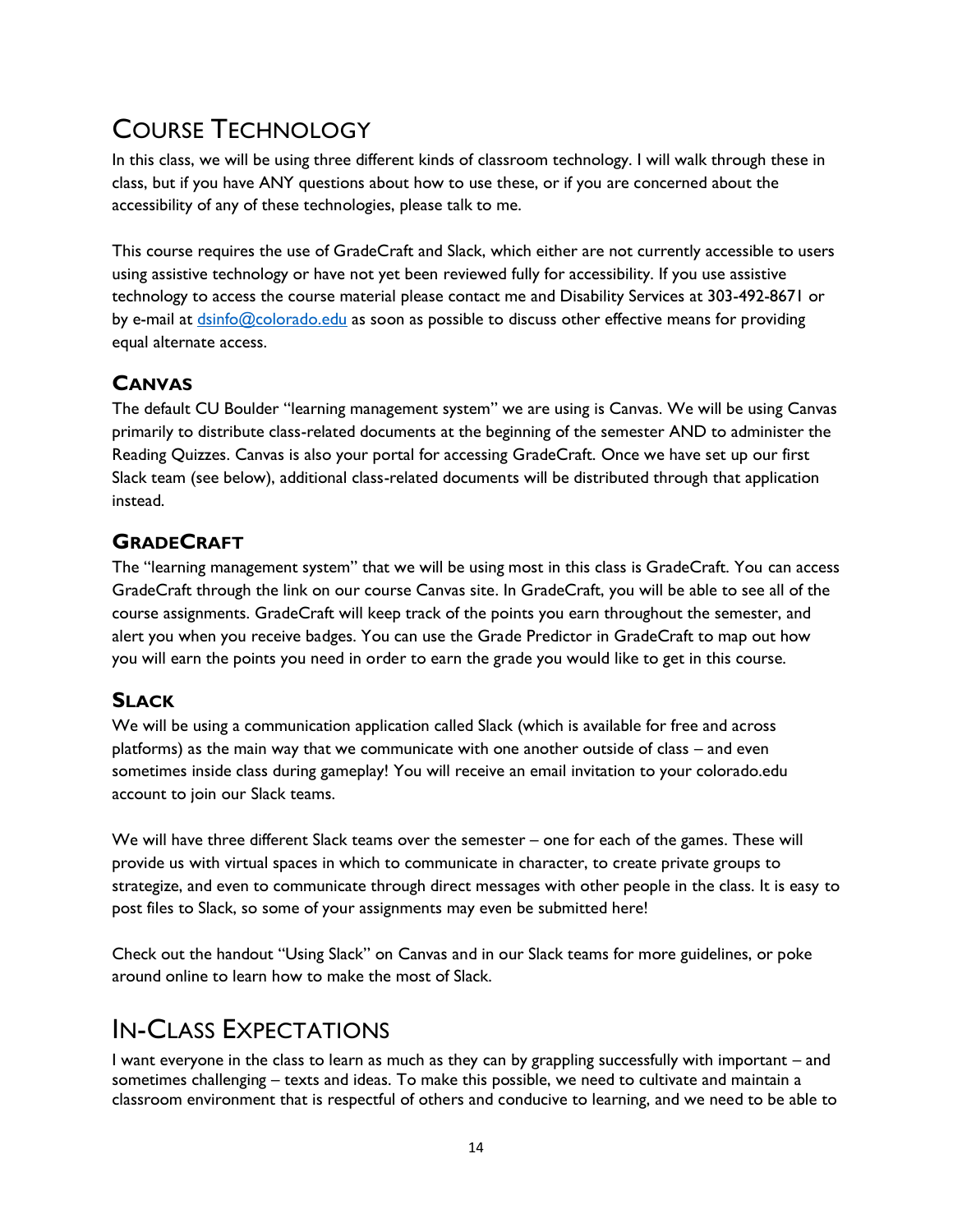# Course Technology

In this class, we will be using three different kinds of classroom technology. I will walk through these in class, but if you have ANY questions about how to use these, or if you are concerned about the accessibility of any of these technologies, please talk to me.

This course requires the use of GradeCraft and Slack, which either are not currently accessible to users using assistive technology or have not yet been reviewed fully for accessibility. If you use assistive technology to access the course material please contact me and Disability Services at 303-492-8671 or by e-mail at [dsinfo@colorado.edu](mailto:dsinfo@colorado.edu) as soon as possible to discuss other effective means for providing equal alternate access.

## Canvas

The default CU Boulder "learning management system" we are using is Canvas. We will be using Canvas primarily to distribute class-related documents at the beginning of the semester AND to administer the Reading Quizzes. Canvas is also your portal for accessing GradeCraft. Once we have set up our first Slack team (see below), additional class-related documents will be distributed through that application instead.

## GradeCraft

The "learning management system" that we will be using most in this class is GradeCraft. You can access GradeCraft through the link on our course Canvas site. In GradeCraft, you will be able to see all of the course assignments. GradeCraft will keep track of the points you earn throughout the semester, and alert you when you receive badges. You can use the Grade Predictor in GradeCraft to map out how you will earn the points you need in order to earn the grade you would like to get in this course.

## Slack

We will be using a communication application called Slack (which is available for free and across platforms) as the main way that we communicate with one another outside of class – and even sometimes inside class during gameplay! You will receive an email invitation to your colorado.edu account to join our Slack teams.

We will have three different Slack teams over the semester – one for each of the games. These will provide us with virtual spaces in which to communicate in character, to create private groups to strategize, and even to communicate through direct messages with other people in the class. It is easy to post files to Slack, so some of your assignments may even be submitted here!

Check out the handout "Using Slack" on Canvas and in our Slack teams for more guidelines, or poke around online to learn how to make the most of Slack.

# In-Class Expectations

I want everyone in the class to learn as much as they can by grappling successfully with important – and sometimes challenging – texts and ideas. To make this possible, we need to cultivate and maintain a classroom environment that is respectful of others and conducive to learning, and we need to be able to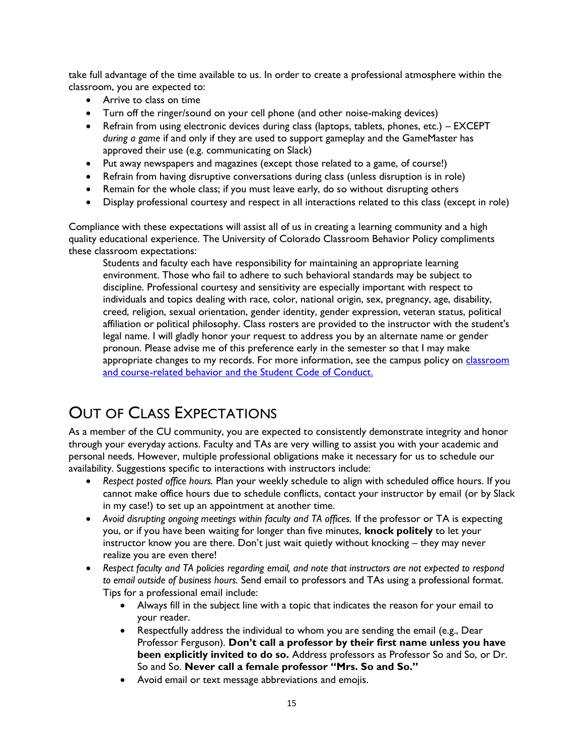take full advantage of the time available to us. In order to create a professional atmosphere within the classroom, you are expected to:

- Arrive to class on time
- Turn off the ringer/sound on your cell phone (and other noise-making devices)
- Refrain from using electronic devices during class (laptops, tablets, phones, etc.) – EXCEPT *during a game* if and only if they are used to support gameplay and the GameMaster has approved their use (e.g. communicating on Slack)
- Put away newspapers and magazines (except those related to a game, of course!)
- Refrain from having disruptive conversations during class (unless disruption is in role)
- Remain for the whole class; if you must leave early, do so without disrupting others
- Display professional courtesy and respect in all interactions related to this class (except in role)

Compliance with these expectations will assist all of us in creating a learning community and a high quality educational experience. The University of Colorado Classroom Behavior Policy compliments these classroom expectations:

> Students and faculty each have responsibility for maintaining an appropriate learning environment. Those who fail to adhere to such behavioral standards may be subject to discipline. Professional courtesy and sensitivity are especially important with respect to individuals and topics dealing with race, color, national origin, sex, pregnancy, age, disability, creed, religion, sexual orientation, gender identity, gender expression, veteran status, political affiliation or political philosophy. Class rosters are provided to the instructor with the student's legal name. I will gladly honor your request to address you by an alternate name or gender pronoun. Please advise me of this preference early in the semester so that I may make appropriate changes to my records. For more information, see the campus policy on classroom and course-related behavior and the Student Code of Conduct.

# Out of Class Expectations

As a member of the CU community, you are expected to consistently demonstrate integrity and honor through your everyday actions. Faculty and TAs are very willing to assist you with your academic and personal needs. However, multiple professional obligations make it necessary for us to schedule our availability. Suggestions specific to interactions with instructors include:

- *Respect posted office hours.* Plan your weekly schedule to align with scheduled office hours. If you cannot make office hours due to schedule conflicts, contact your instructor by email (or by Slack in my case!) to set up an appointment at another time.
- *Avoid disrupting ongoing meetings within faculty and TA offices.* If the professor or TA is expecting you, or if you have been waiting for longer than five minutes, **knock politely** to let your instructor know you are there. Don't just wait quietly without knocking – they may never realize you are even there!
- *Respect faculty and TA policies regarding email, and note that instructors are not expected to respond to email outside of business hours.* Send email to professors and TAs using a professional format. Tips for a professional email include:
    - Always fill in the subject line with a topic that indicates the reason for your email to your reader.
    - Respectfully address the individual to whom you are sending the email (e.g., Dear Professor Ferguson). **Don't call a professor by their first name unless you have been explicitly invited to do so.** Address professors as Professor So and So, or Dr. So and So. **Never call a female professor "Mrs. So and So."**
    - Avoid email or text message abbreviations and emojis.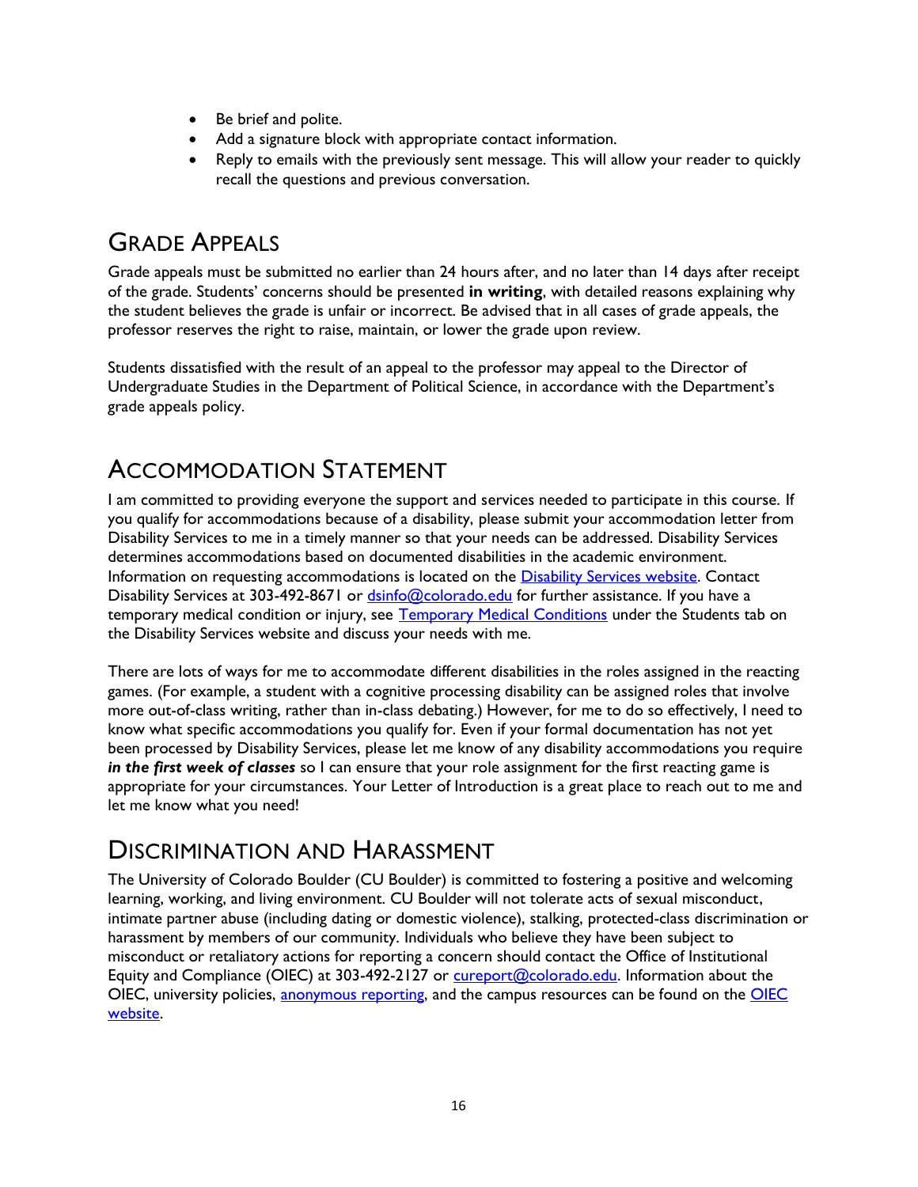- Be brief and polite.
- Add a signature block with appropriate contact information.
- Reply to emails with the previously sent message. This will allow your reader to quickly recall the questions and previous conversation.

# Grade Appeals

Grade appeals must be submitted no earlier than 24 hours after, and no later than 14 days after receipt of the grade. Students' concerns should be presented **in writing**, with detailed reasons explaining why the student believes the grade is unfair or incorrect. Be advised that in all cases of grade appeals, the professor reserves the right to raise, maintain, or lower the grade upon review.

Students dissatisfied with the result of an appeal to the professor may appeal to the Director of Undergraduate Studies in the Department of Political Science, in accordance with the Department's grade appeals policy.

# Accommodation Statement

I am committed to providing everyone the support and services needed to participate in this course. If you qualify for accommodations because of a disability, please submit your accommodation letter from Disability Services to me in a timely manner so that your needs can be addressed. Disability Services determines accommodations based on documented disabilities in the academic environment. Information on requesting accommodations is located on the [Disability Services website](). Contact Disability Services at 303-492-8671 or [dsinfo@colorado.edu]() for further assistance. If you have a temporary medical condition or injury, see [Temporary Medical Conditions]() under the Students tab on the Disability Services website and discuss your needs with me.

There are lots of ways for me to accommodate different disabilities in the roles assigned in the reacting games. (For example, a student with a cognitive processing disability can be assigned roles that involve more out-of-class writing, rather than in-class debating.) However, for me to do so effectively, I need to know what specific accommodations you qualify for. Even if your formal documentation has not yet been processed by Disability Services, please let me know of any disability accommodations you require ***in the first week of classes*** so I can ensure that your role assignment for the first reacting game is appropriate for your circumstances. Your Letter of Introduction is a great place to reach out to me and let me know what you need!

# Discrimination and Harassment

The University of Colorado Boulder (CU Boulder) is committed to fostering a positive and welcoming learning, working, and living environment. CU Boulder will not tolerate acts of sexual misconduct, intimate partner abuse (including dating or domestic violence), stalking, protected-class discrimination or harassment by members of our community. Individuals who believe they have been subject to misconduct or retaliatory actions for reporting a concern should contact the Office of Institutional Equity and Compliance (OIEC) at 303-492-2127 or [cureport@colorado.edu](). Information about the OIEC, university policies, [anonymous reporting](), and the campus resources can be found on the [OIEC website]().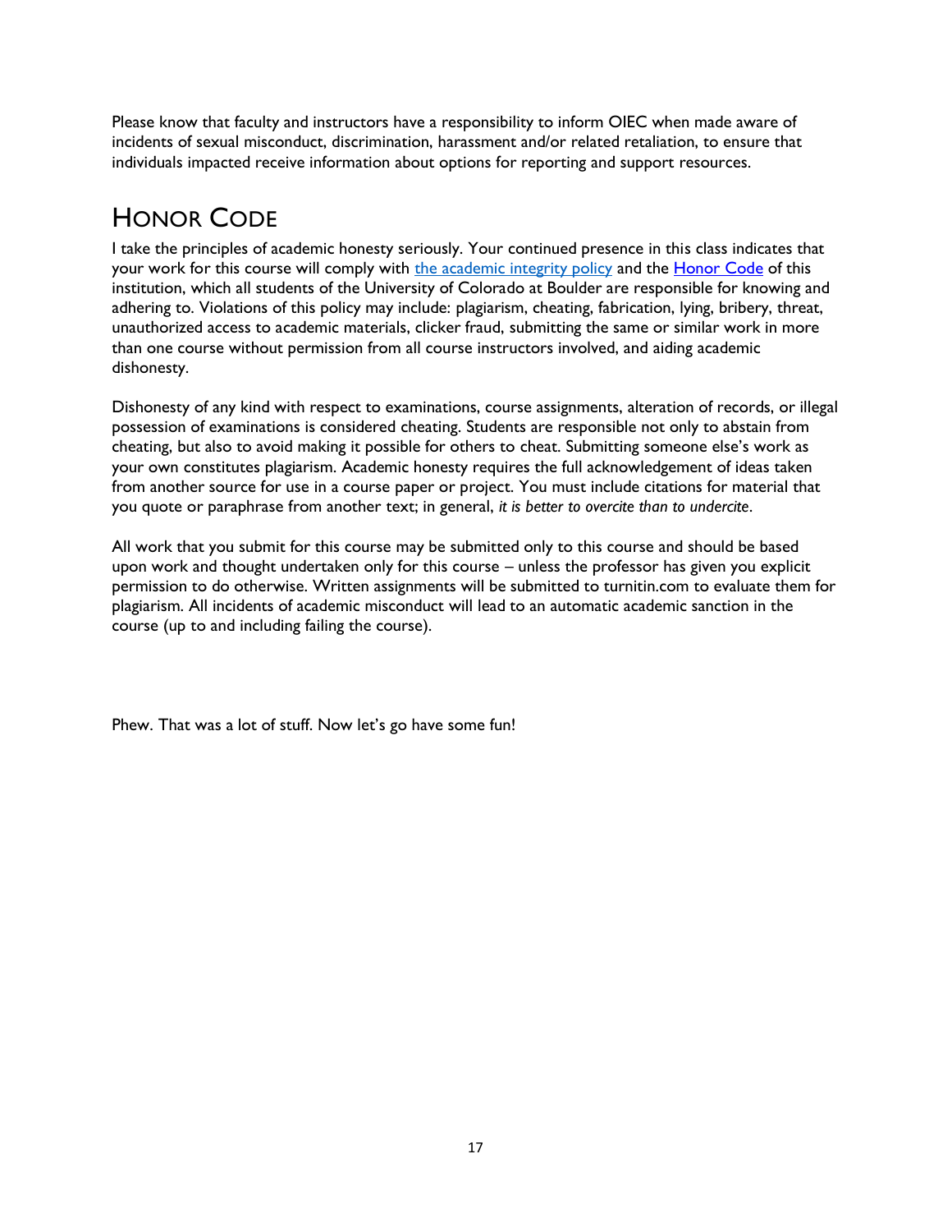Please know that faculty and instructors have a responsibility to inform OIEC when made aware of incidents of sexual misconduct, discrimination, harassment and/or related retaliation, to ensure that individuals impacted receive information about options for reporting and support resources.

# Honor Code

I take the principles of academic honesty seriously. Your continued presence in this class indicates that your work for this course will comply with [the academic integrity policy]() and the [Honor Code]() of this institution, which all students of the University of Colorado at Boulder are responsible for knowing and adhering to. Violations of this policy may include: plagiarism, cheating, fabrication, lying, bribery, threat, unauthorized access to academic materials, clicker fraud, submitting the same or similar work in more than one course without permission from all course instructors involved, and aiding academic dishonesty.

Dishonesty of any kind with respect to examinations, course assignments, alteration of records, or illegal possession of examinations is considered cheating. Students are responsible not only to abstain from cheating, but also to avoid making it possible for others to cheat. Submitting someone else's work as your own constitutes plagiarism. Academic honesty requires the full acknowledgement of ideas taken from another source for use in a course paper or project. You must include citations for material that you quote or paraphrase from another text; in general, *it is better to overcite than to undercite*.

All work that you submit for this course may be submitted only to this course and should be based upon work and thought undertaken only for this course – unless the professor has given you explicit permission to do otherwise. Written assignments will be submitted to turnitin.com to evaluate them for plagiarism. All incidents of academic misconduct will lead to an automatic academic sanction in the course (up to and including failing the course).

Phew. That was a lot of stuff. Now let's go have some fun!